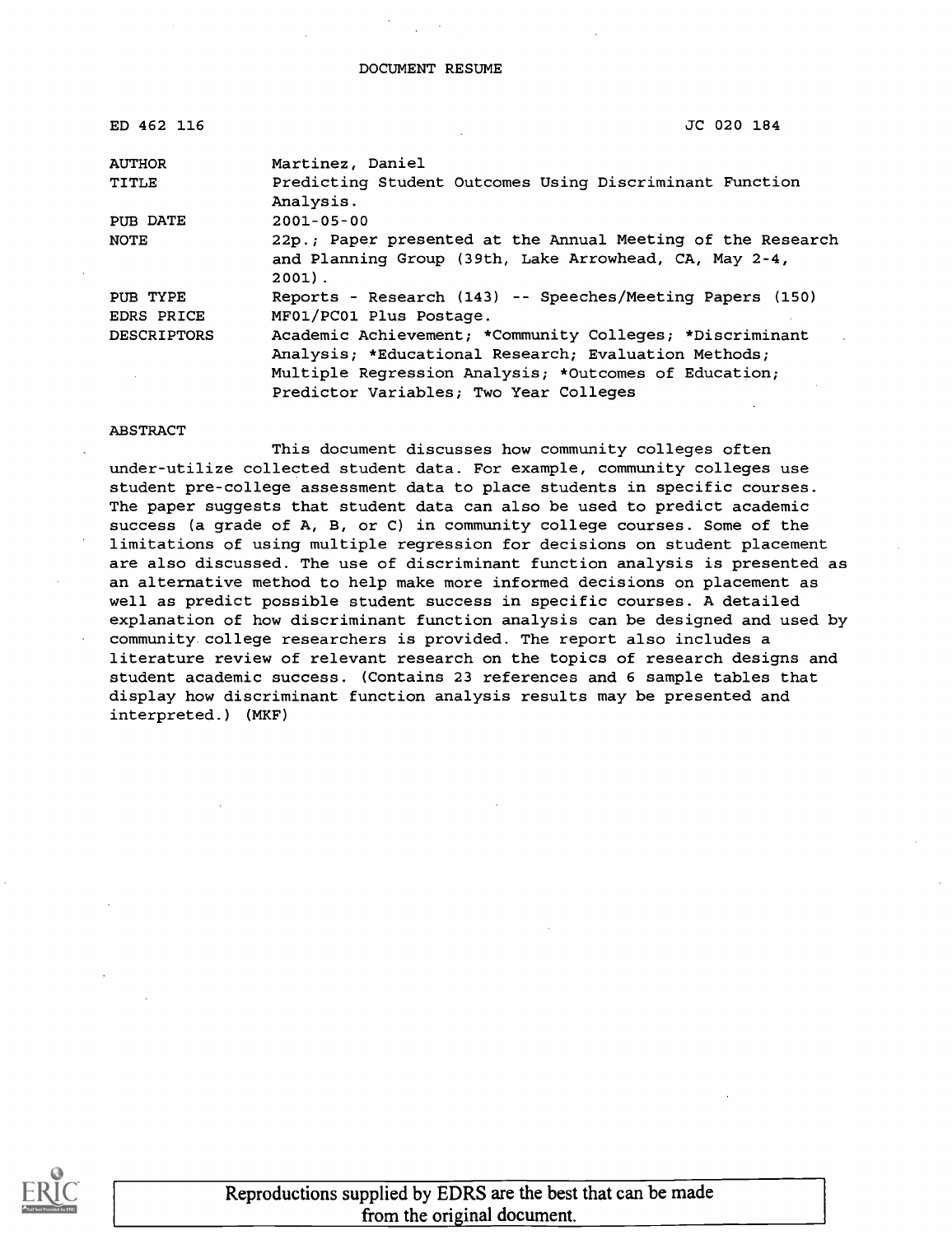DOCUMENT RESUME

| | |
|---|---|
| ED 462 116 | JC 020 184 |
| AUTHOR | Martinez, Daniel |
| TITLE | Predicting Student Outcomes Using Discriminant Function Analysis. |
| PUB DATE | 2001-05-00 |
| NOTE | 22p.; Paper presented at the Annual Meeting of the Research and Planning Group (39th, Lake Arrowhead, CA, May 2-4, 2001). |
| PUB TYPE | Reports - Research (143) -- Speeches/Meeting Papers (150) |
| EDRS PRICE | MF01/PC01 Plus Postage. |
| DESCRIPTORS | Academic Achievement; *Community Colleges; *Discriminant Analysis; *Educational Research; Evaluation Methods; Multiple Regression Analysis; *Outcomes of Education; Predictor Variables; Two Year Colleges |

ABSTRACT

This document discusses how community colleges often under-utilize collected student data. For example, community colleges use student pre-college assessment data to place students in specific courses. The paper suggests that student data can also be used to predict academic success (a grade of A, B, or C) in community college courses. Some of the limitations of using multiple regression for decisions on student placement are also discussed. The use of discriminant function analysis is presented as an alternative method to help make more informed decisions on placement as well as predict possible student success in specific courses. A detailed explanation of how discriminant function analysis can be designed and used by community college researchers is provided. The report also includes a literature review of relevant research on the topics of research designs and student academic success. (Contains 23 references and 6 sample tables that display how discriminant function analysis results may be presented and interpreted.) (MKF)

Reproductions supplied by EDRS are the best that can be made from the original document.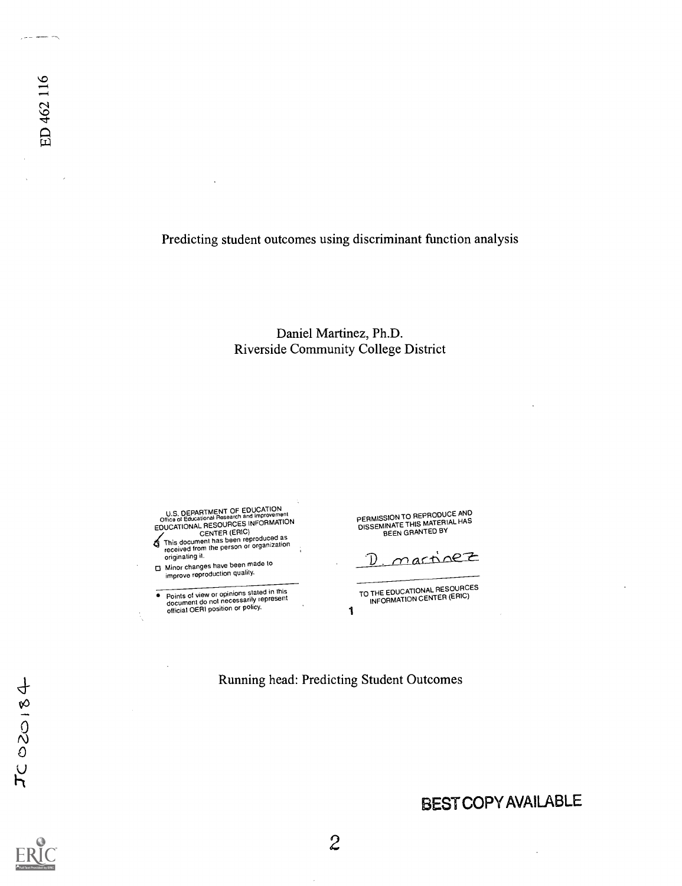ED 462 116

Predicting student outcomes using discriminant function analysis

Daniel Martinez, Ph.D.
Riverside Community College District

U.S. DEPARTMENT OF EDUCATION
Office of Educational Research and Improvement
EDUCATIONAL RESOURCES INFORMATION CENTER (ERIC)

- This document has been reproduced as received from the person or organization originating it.
- Minor changes have been made to improve reproduction quality.
- Points of view or opinions stated in this document do not necessarily represent official OERI position or policy.

PERMISSION TO REPRODUCE AND DISSEMINATE THIS MATERIAL HAS BEEN GRANTED BY

D. Martinez

TO THE EDUCATIONAL RESOURCES INFORMATION CENTER (ERIC)

Running head: Predicting Student Outcomes

JC 020184

BEST COPY AVAILABLE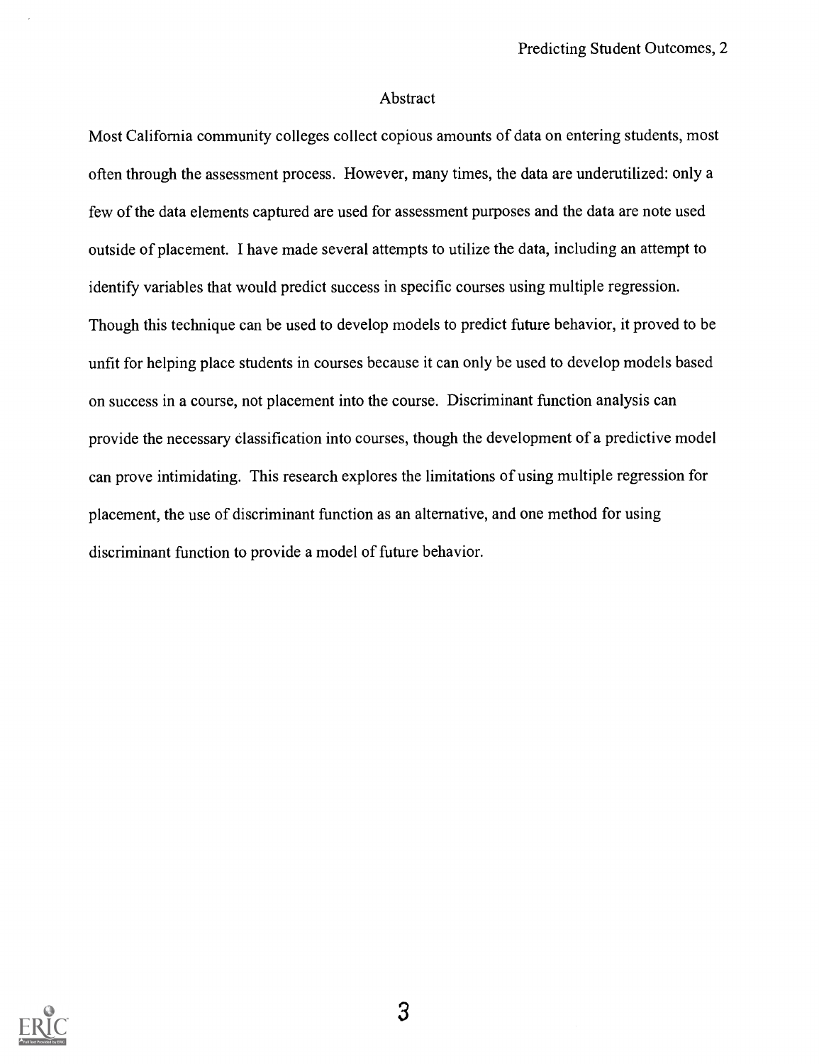# Abstract

Most California community colleges collect copious amounts of data on entering students, most often through the assessment process. However, many times, the data are underutilized: only a few of the data elements captured are used for assessment purposes and the data are note used outside of placement. I have made several attempts to utilize the data, including an attempt to identify variables that would predict success in specific courses using multiple regression. Though this technique can be used to develop models to predict future behavior, it proved to be unfit for helping place students in courses because it can only be used to develop models based on success in a course, not placement into the course. Discriminant function analysis can provide the necessary classification into courses, though the development of a predictive model can prove intimidating. This research explores the limitations of using multiple regression for placement, the use of discriminant function as an alternative, and one method for using discriminant function to provide a model of future behavior.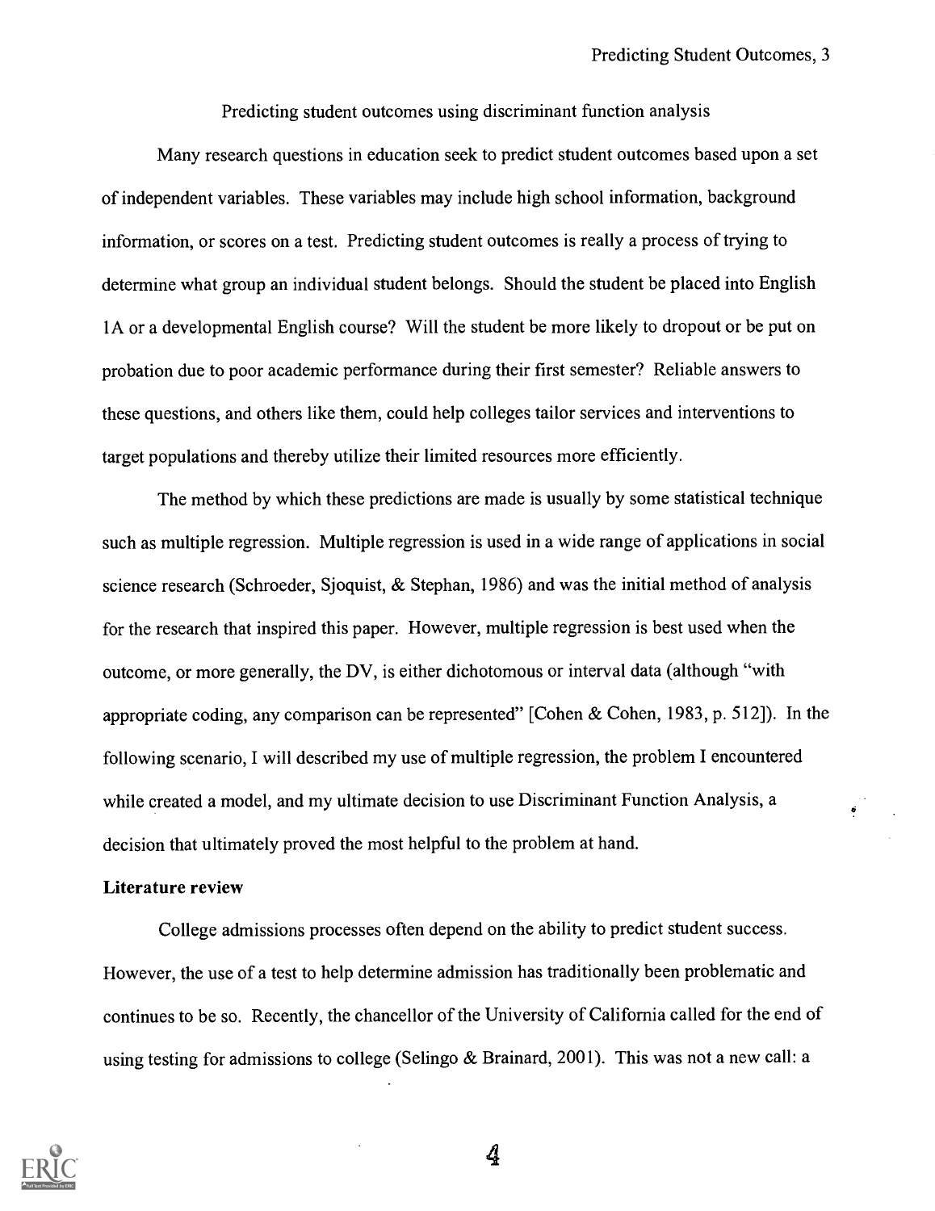Predicting student outcomes using discriminant function analysis

Many research questions in education seek to predict student outcomes based upon a set of independent variables. These variables may include high school information, background information, or scores on a test. Predicting student outcomes is really a process of trying to determine what group an individual student belongs. Should the student be placed into English 1A or a developmental English course? Will the student be more likely to dropout or be put on probation due to poor academic performance during their first semester? Reliable answers to these questions, and others like them, could help colleges tailor services and interventions to target populations and thereby utilize their limited resources more efficiently.

The method by which these predictions are made is usually by some statistical technique such as multiple regression. Multiple regression is used in a wide range of applications in social science research (Schroeder, Sjoquist, & Stephan, 1986) and was the initial method of analysis for the research that inspired this paper. However, multiple regression is best used when the outcome, or more generally, the DV, is either dichotomous or interval data (although "with appropriate coding, any comparison can be represented" [Cohen & Cohen, 1983, p. 512]). In the following scenario, I will described my use of multiple regression, the problem I encountered while created a model, and my ultimate decision to use Discriminant Function Analysis, a decision that ultimately proved the most helpful to the problem at hand.

**Literature review**

College admissions processes often depend on the ability to predict student success. However, the use of a test to help determine admission has traditionally been problematic and continues to be so. Recently, the chancellor of the University of California called for the end of using testing for admissions to college (Selingo & Brainard, 2001). This was not a new call: a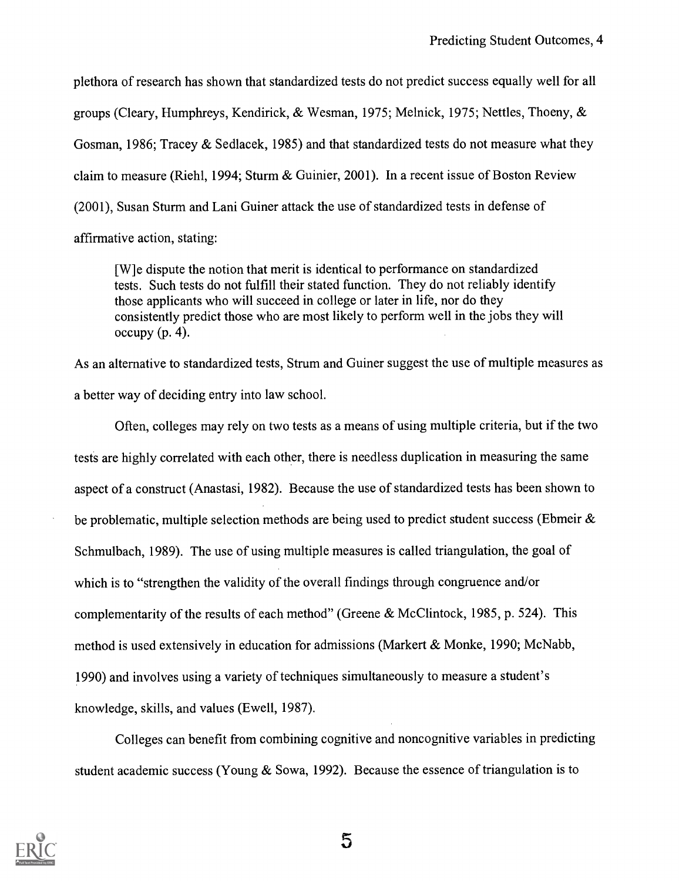plethora of research has shown that standardized tests do not predict success equally well for all groups (Cleary, Humphreys, Kendirick, & Wesman, 1975; Melnick, 1975; Nettles, Thoeny, & Gosman, 1986; Tracey & Sedlacek, 1985) and that standardized tests do not measure what they claim to measure (Riehl, 1994; Sturm & Guinier, 2001). In a recent issue of Boston Review (2001), Susan Sturm and Lani Guiner attack the use of standardized tests in defense of affirmative action, stating:

> [W]e dispute the notion that merit is identical to performance on standardized tests. Such tests do not fulfill their stated function. They do not reliably identify those applicants who will succeed in college or later in life, nor do they consistently predict those who are most likely to perform well in the jobs they will occupy (p. 4).

As an alternative to standardized tests, Strum and Guiner suggest the use of multiple measures as a better way of deciding entry into law school.

Often, colleges may rely on two tests as a means of using multiple criteria, but if the two tests are highly correlated with each other, there is needless duplication in measuring the same aspect of a construct (Anastasi, 1982). Because the use of standardized tests has been shown to be problematic, multiple selection methods are being used to predict student success (Ebmeir & Schmulbach, 1989). The use of using multiple measures is called triangulation, the goal of which is to "strengthen the validity of the overall findings through congruence and/or complementarity of the results of each method" (Greene & McClintock, 1985, p. 524). This method is used extensively in education for admissions (Markert & Monke, 1990; McNabb, 1990) and involves using a variety of techniques simultaneously to measure a student's knowledge, skills, and values (Ewell, 1987).

Colleges can benefit from combining cognitive and noncognitive variables in predicting student academic success (Young & Sowa, 1992). Because the essence of triangulation is to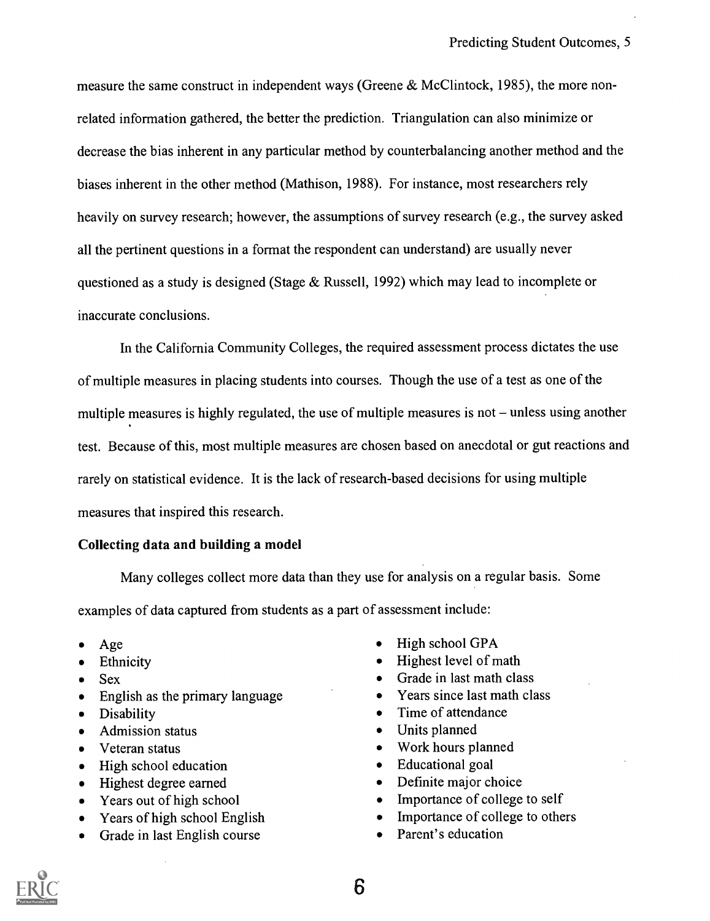measure the same construct in independent ways (Greene & McClintock, 1985), the more non-related information gathered, the better the prediction. Triangulation can also minimize or decrease the bias inherent in any particular method by counterbalancing another method and the biases inherent in the other method (Mathison, 1988). For instance, most researchers rely heavily on survey research; however, the assumptions of survey research (e.g., the survey asked all the pertinent questions in a format the respondent can understand) are usually never questioned as a study is designed (Stage & Russell, 1992) which may lead to incomplete or inaccurate conclusions.

In the California Community Colleges, the required assessment process dictates the use of multiple measures in placing students into courses. Though the use of a test as one of the multiple measures is highly regulated, the use of multiple measures is not – unless using another test. Because of this, most multiple measures are chosen based on anecdotal or gut reactions and rarely on statistical evidence. It is the lack of research-based decisions for using multiple measures that inspired this research.

**Collecting data and building a model**

Many colleges collect more data than they use for analysis on a regular basis. Some examples of data captured from students as a part of assessment include:

- Age
- Ethnicity
- Sex
- English as the primary language
- Disability
- Admission status
- Veteran status
- High school education
- Highest degree earned
- Years out of high school
- Years of high school English
- Grade in last English course
- High school GPA
- Highest level of math
- Grade in last math class
- Years since last math class
- Time of attendance
- Units planned
- Work hours planned
- Educational goal
- Definite major choice
- Importance of college to self
- Importance of college to others
- Parent's education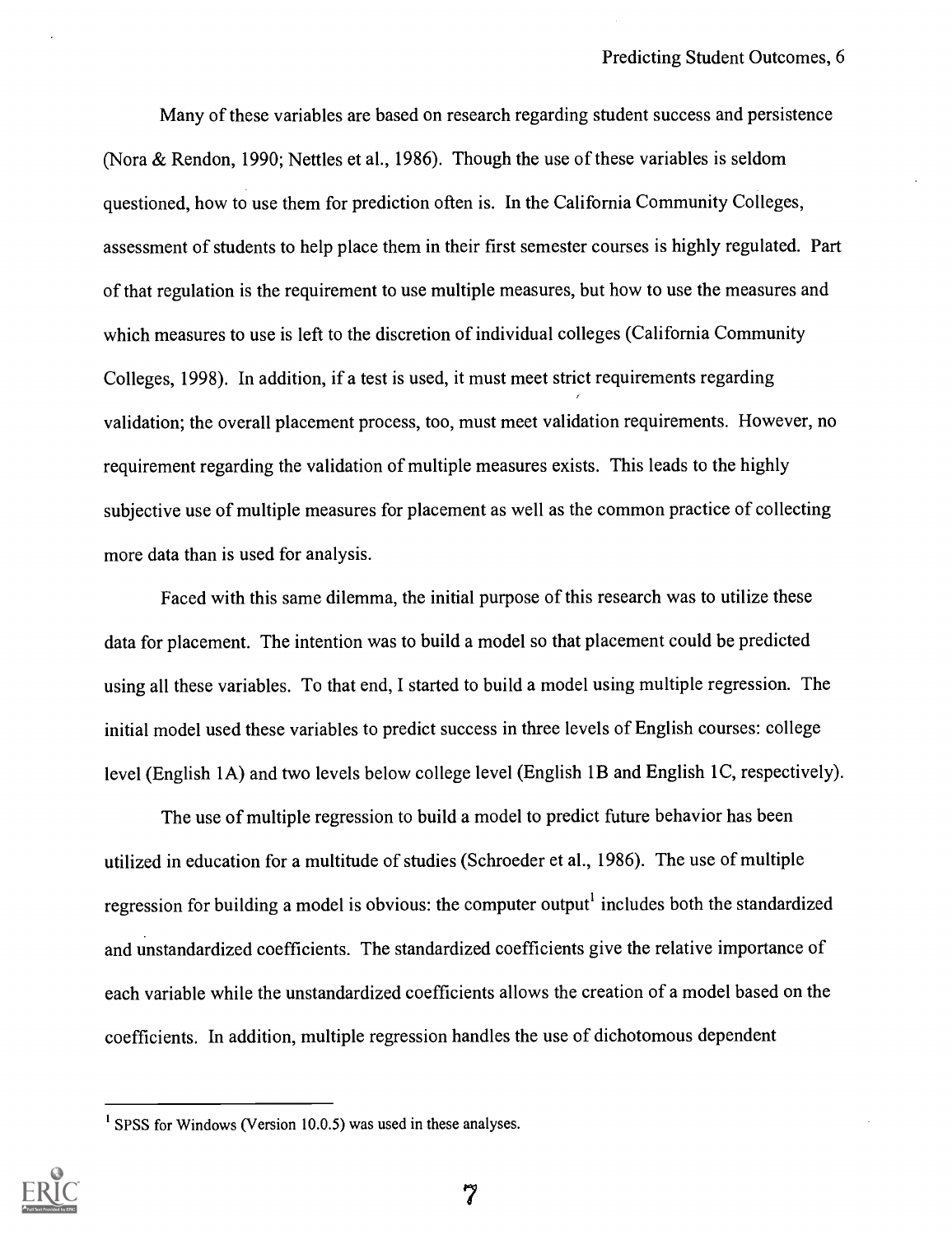Many of these variables are based on research regarding student success and persistence (Nora & Rendon, 1990; Nettles et al., 1986). Though the use of these variables is seldom questioned, how to use them for prediction often is. In the California Community Colleges, assessment of students to help place them in their first semester courses is highly regulated. Part of that regulation is the requirement to use multiple measures, but how to use the measures and which measures to use is left to the discretion of individual colleges (California Community Colleges, 1998). In addition, if a test is used, it must meet strict requirements regarding validation; the overall placement process, too, must meet validation requirements. However, no requirement regarding the validation of multiple measures exists. This leads to the highly subjective use of multiple measures for placement as well as the common practice of collecting more data than is used for analysis.

Faced with this same dilemma, the initial purpose of this research was to utilize these data for placement. The intention was to build a model so that placement could be predicted using all these variables. To that end, I started to build a model using multiple regression. The initial model used these variables to predict success in three levels of English courses: college level (English 1A) and two levels below college level (English 1B and English 1C, respectively).

The use of multiple regression to build a model to predict future behavior has been utilized in education for a multitude of studies (Schroeder et al., 1986). The use of multiple regression for building a model is obvious: the computer output[1] includes both the standardized and unstandardized coefficients. The standardized coefficients give the relative importance of each variable while the unstandardized coefficients allows the creation of a model based on the coefficients. In addition, multiple regression handles the use of dichotomous dependent

[1] SPSS for Windows (Version 10.0.5) was used in these analyses.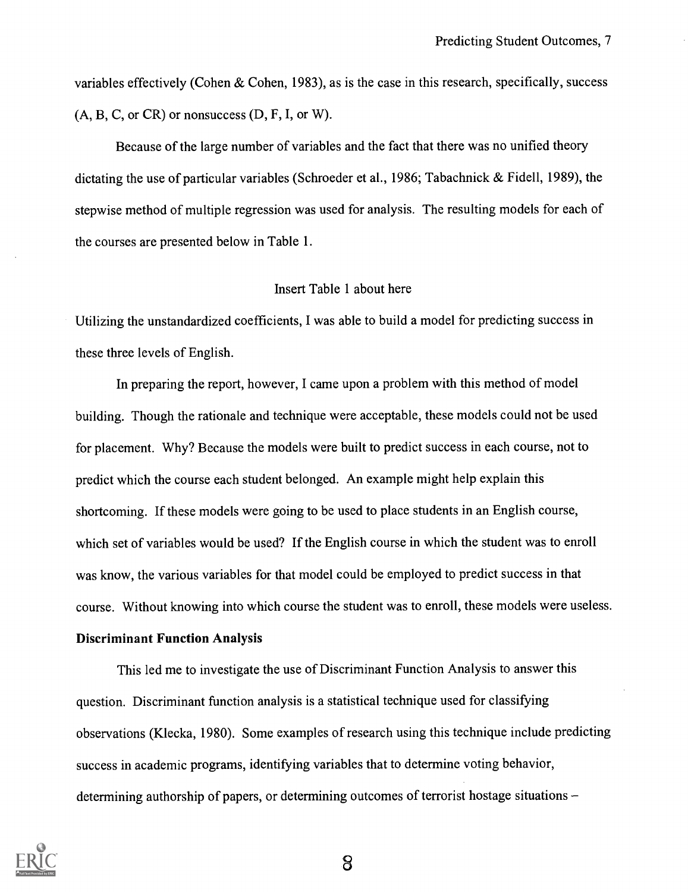variables effectively (Cohen & Cohen, 1983), as is the case in this research, specifically, success (A, B, C, or CR) or nonsuccess (D, F, I, or W).

Because of the large number of variables and the fact that there was no unified theory dictating the use of particular variables (Schroeder et al., 1986; Tabachnick & Fidell, 1989), the stepwise method of multiple regression was used for analysis. The resulting models for each of the courses are presented below in Table 1.

Insert Table 1 about here

Utilizing the unstandardized coefficients, I was able to build a model for predicting success in these three levels of English.

In preparing the report, however, I came upon a problem with this method of model building. Though the rationale and technique were acceptable, these models could not be used for placement. Why? Because the models were built to predict success in each course, not to predict which the course each student belonged. An example might help explain this shortcoming. If these models were going to be used to place students in an English course, which set of variables would be used? If the English course in which the student was to enroll was know, the various variables for that model could be employed to predict success in that course. Without knowing into which course the student was to enroll, these models were useless.

**Discriminant Function Analysis**

This led me to investigate the use of Discriminant Function Analysis to answer this question. Discriminant function analysis is a statistical technique used for classifying observations (Klecka, 1980). Some examples of research using this technique include predicting success in academic programs, identifying variables that to determine voting behavior, determining authorship of papers, or determining outcomes of terrorist hostage situations –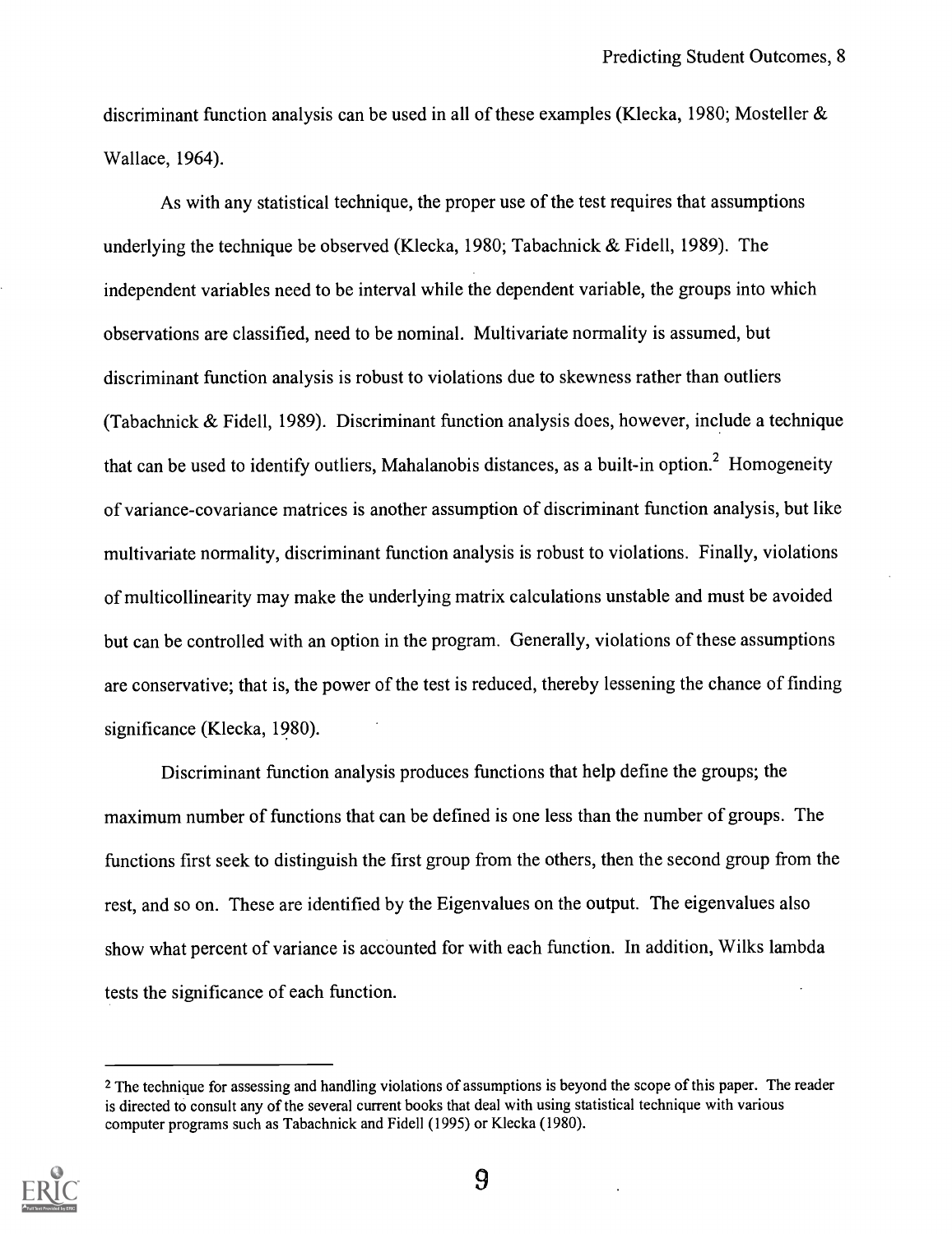discriminant function analysis can be used in all of these examples (Klecka, 1980; Mosteller & Wallace, 1964).

As with any statistical technique, the proper use of the test requires that assumptions underlying the technique be observed (Klecka, 1980; Tabachnick & Fidell, 1989). The independent variables need to be interval while the dependent variable, the groups into which observations are classified, need to be nominal. Multivariate normality is assumed, but discriminant function analysis is robust to violations due to skewness rather than outliers (Tabachnick & Fidell, 1989). Discriminant function analysis does, however, include a technique that can be used to identify outliers, Mahalanobis distances, as a built-in option.[2] Homogeneity of variance-covariance matrices is another assumption of discriminant function analysis, but like multivariate normality, discriminant function analysis is robust to violations. Finally, violations of multicollinearity may make the underlying matrix calculations unstable and must be avoided but can be controlled with an option in the program. Generally, violations of these assumptions are conservative; that is, the power of the test is reduced, thereby lessening the chance of finding significance (Klecka, 1980).

Discriminant function analysis produces functions that help define the groups; the maximum number of functions that can be defined is one less than the number of groups. The functions first seek to distinguish the first group from the others, then the second group from the rest, and so on. These are identified by the Eigenvalues on the output. The eigenvalues also show what percent of variance is accounted for with each function. In addition, Wilks lambda tests the significance of each function.

---

[2] The technique for assessing and handling violations of assumptions is beyond the scope of this paper. The reader is directed to consult any of the several current books that deal with using statistical technique with various computer programs such as Tabachnick and Fidell (1995) or Klecka (1980).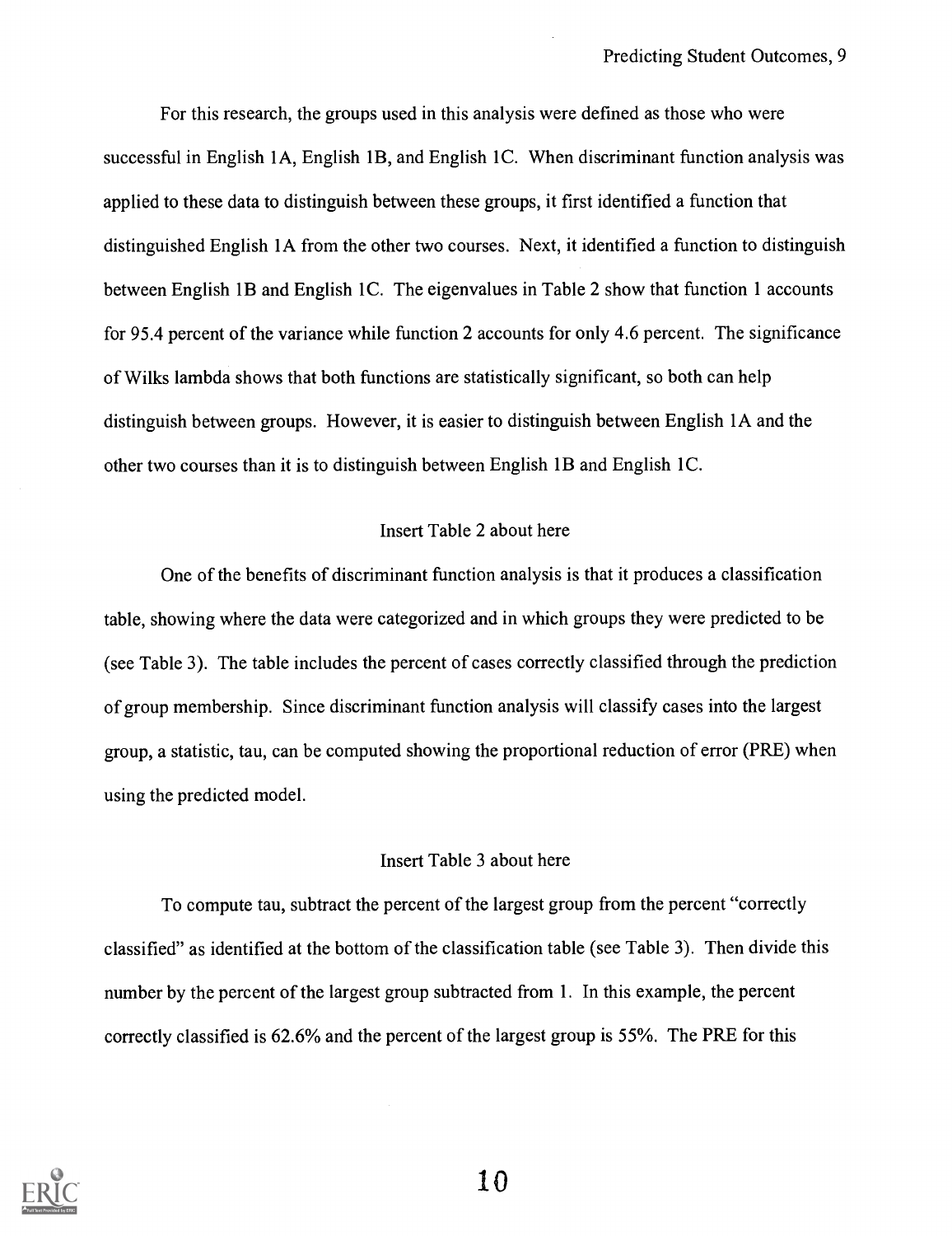For this research, the groups used in this analysis were defined as those who were successful in English 1A, English 1B, and English 1C. When discriminant function analysis was applied to these data to distinguish between these groups, it first identified a function that distinguished English 1A from the other two courses. Next, it identified a function to distinguish between English 1B and English 1C. The eigenvalues in Table 2 show that function 1 accounts for 95.4 percent of the variance while function 2 accounts for only 4.6 percent. The significance of Wilks lambda shows that both functions are statistically significant, so both can help distinguish between groups. However, it is easier to distinguish between English 1A and the other two courses than it is to distinguish between English 1B and English 1C.

Insert Table 2 about here

One of the benefits of discriminant function analysis is that it produces a classification table, showing where the data were categorized and in which groups they were predicted to be (see Table 3). The table includes the percent of cases correctly classified through the prediction of group membership. Since discriminant function analysis will classify cases into the largest group, a statistic, tau, can be computed showing the proportional reduction of error (PRE) when using the predicted model.

Insert Table 3 about here

To compute tau, subtract the percent of the largest group from the percent "correctly classified" as identified at the bottom of the classification table (see Table 3). Then divide this number by the percent of the largest group subtracted from 1. In this example, the percent correctly classified is 62.6% and the percent of the largest group is 55%. The PRE for this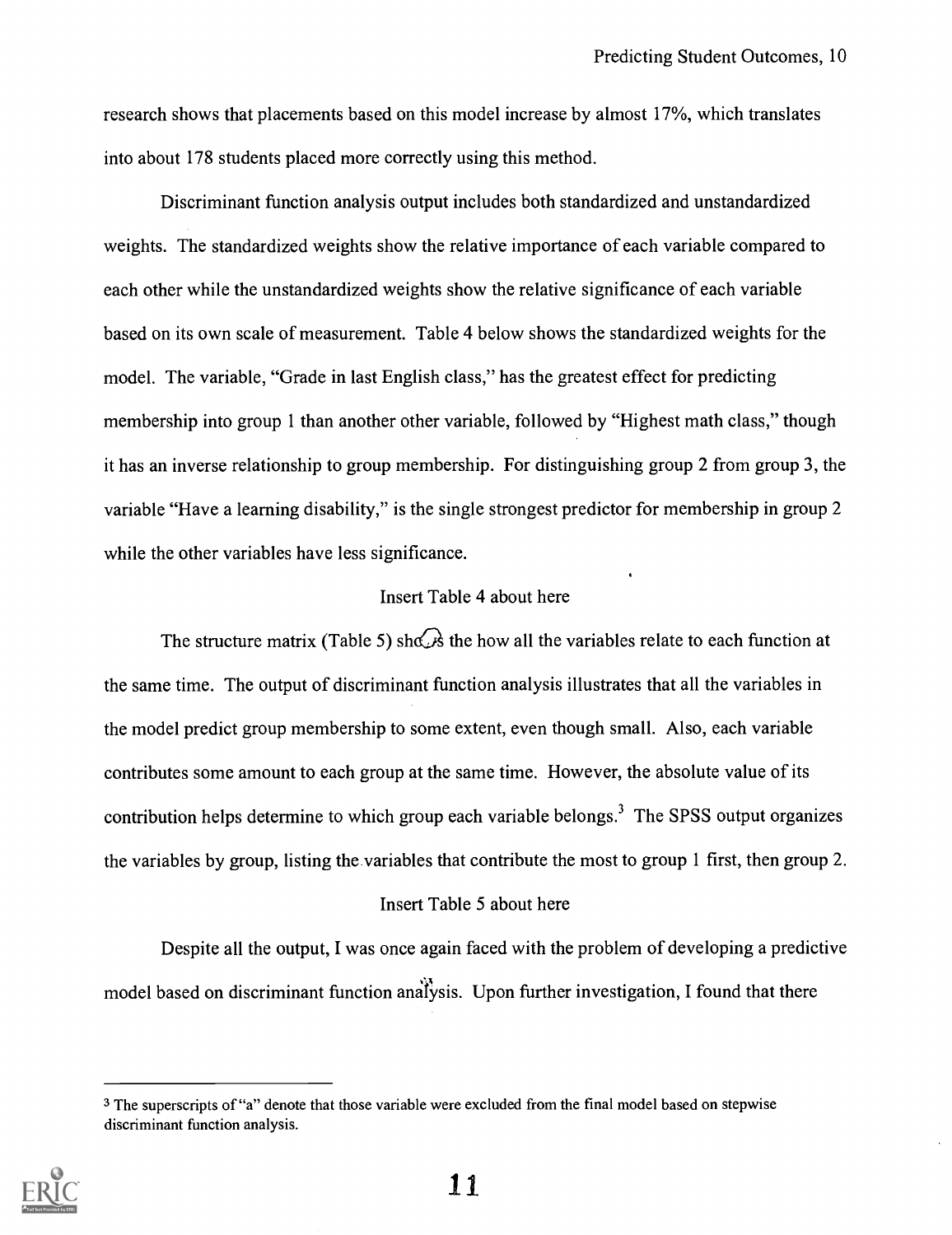research shows that placements based on this model increase by almost 17%, which translates into about 178 students placed more correctly using this method.

Discriminant function analysis output includes both standardized and unstandardized weights. The standardized weights show the relative importance of each variable compared to each other while the unstandardized weights show the relative significance of each variable based on its own scale of measurement. Table 4 below shows the standardized weights for the model. The variable, "Grade in last English class," has the greatest effect for predicting membership into group 1 than another other variable, followed by "Highest math class," though it has an inverse relationship to group membership. For distinguishing group 2 from group 3, the variable "Have a learning disability," is the single strongest predictor for membership in group 2 while the other variables have less significance.

Insert Table 4 about here

The structure matrix (Table 5) shows the how all the variables relate to each function at the same time. The output of discriminant function analysis illustrates that all the variables in the model predict group membership to some extent, even though small. Also, each variable contributes some amount to each group at the same time. However, the absolute value of its contribution helps determine to which group each variable belongs.[3] The SPSS output organizes the variables by group, listing the variables that contribute the most to group 1 first, then group 2.

Insert Table 5 about here

Despite all the output, I was once again faced with the problem of developing a predictive model based on discriminant function analysis. Upon further investigation, I found that there

[3] The superscripts of "a" denote that those variable were excluded from the final model based on stepwise discriminant function analysis.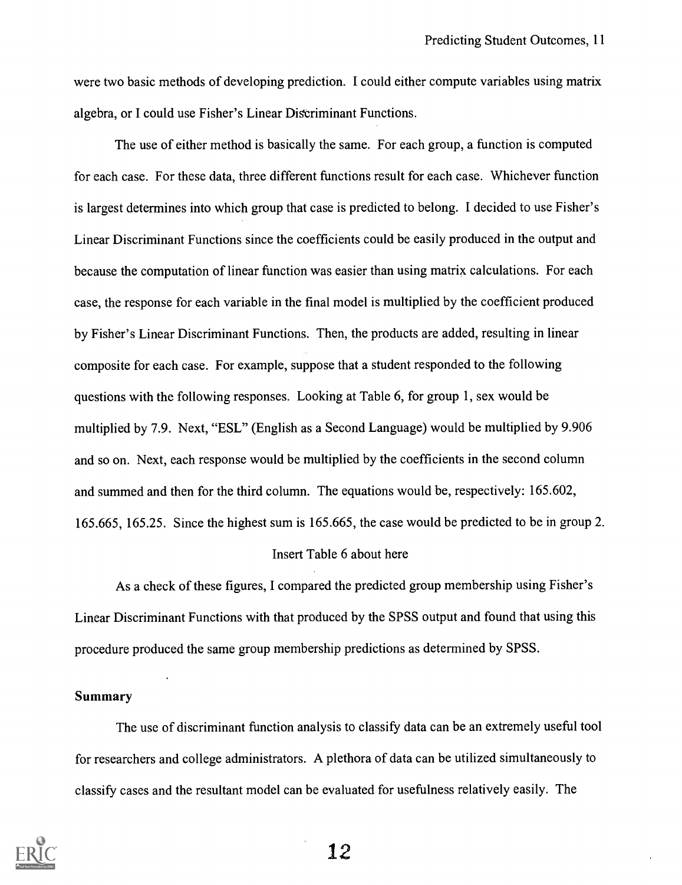were two basic methods of developing prediction. I could either compute variables using matrix algebra, or I could use Fisher's Linear Discriminant Functions.

The use of either method is basically the same. For each group, a function is computed for each case. For these data, three different functions result for each case. Whichever function is largest determines into which group that case is predicted to belong. I decided to use Fisher's Linear Discriminant Functions since the coefficients could be easily produced in the output and because the computation of linear function was easier than using matrix calculations. For each case, the response for each variable in the final model is multiplied by the coefficient produced by Fisher's Linear Discriminant Functions. Then, the products are added, resulting in linear composite for each case. For example, suppose that a student responded to the following questions with the following responses. Looking at Table 6, for group 1, sex would be multiplied by 7.9. Next, "ESL" (English as a Second Language) would be multiplied by 9.906 and so on. Next, each response would be multiplied by the coefficients in the second column and summed and then for the third column. The equations would be, respectively: 165.602, 165.665, 165.25. Since the highest sum is 165.665, the case would be predicted to be in group 2.

Insert Table 6 about here

As a check of these figures, I compared the predicted group membership using Fisher's Linear Discriminant Functions with that produced by the SPSS output and found that using this procedure produced the same group membership predictions as determined by SPSS.

## Summary

The use of discriminant function analysis to classify data can be an extremely useful tool for researchers and college administrators. A plethora of data can be utilized simultaneously to classify cases and the resultant model can be evaluated for usefulness relatively easily. The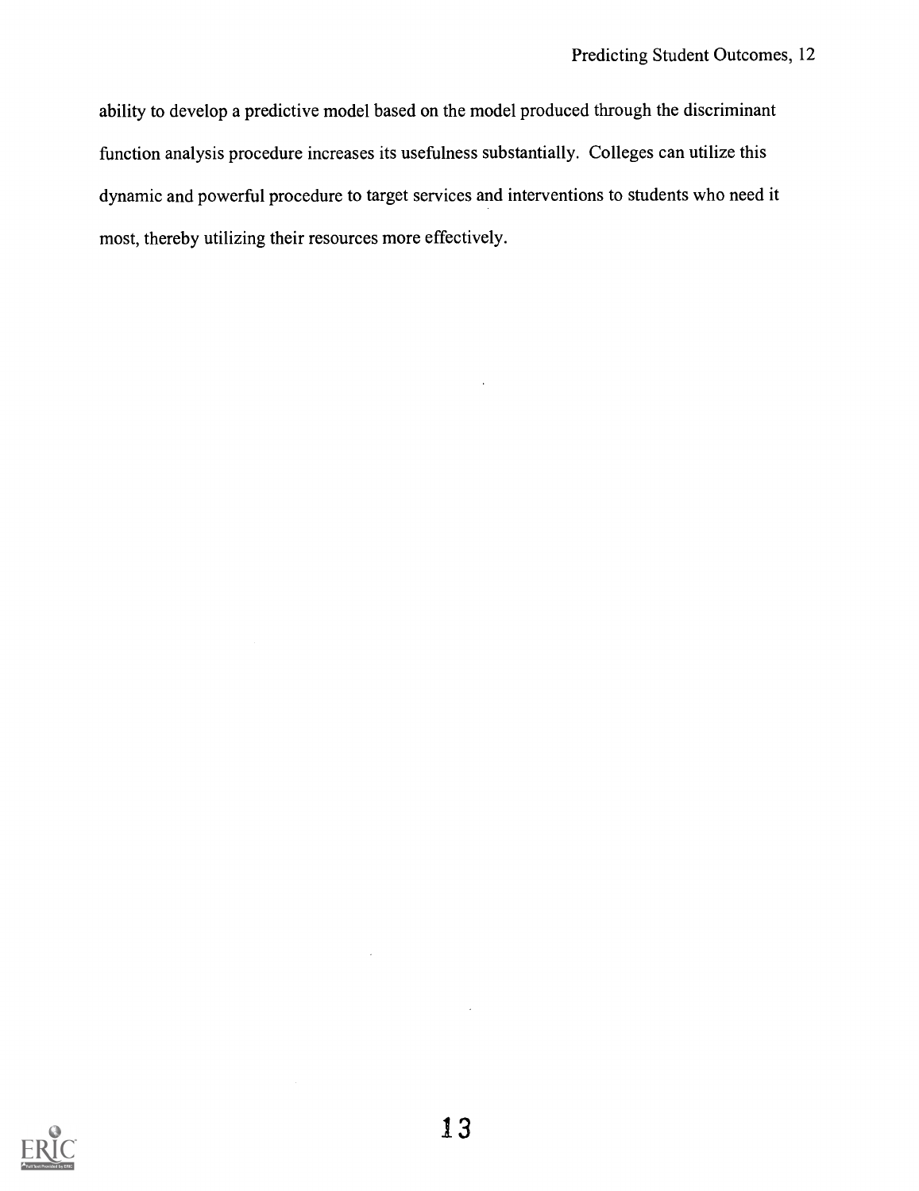ability to develop a predictive model based on the model produced through the discriminant function analysis procedure increases its usefulness substantially. Colleges can utilize this dynamic and powerful procedure to target services and interventions to students who need it most, thereby utilizing their resources more effectively.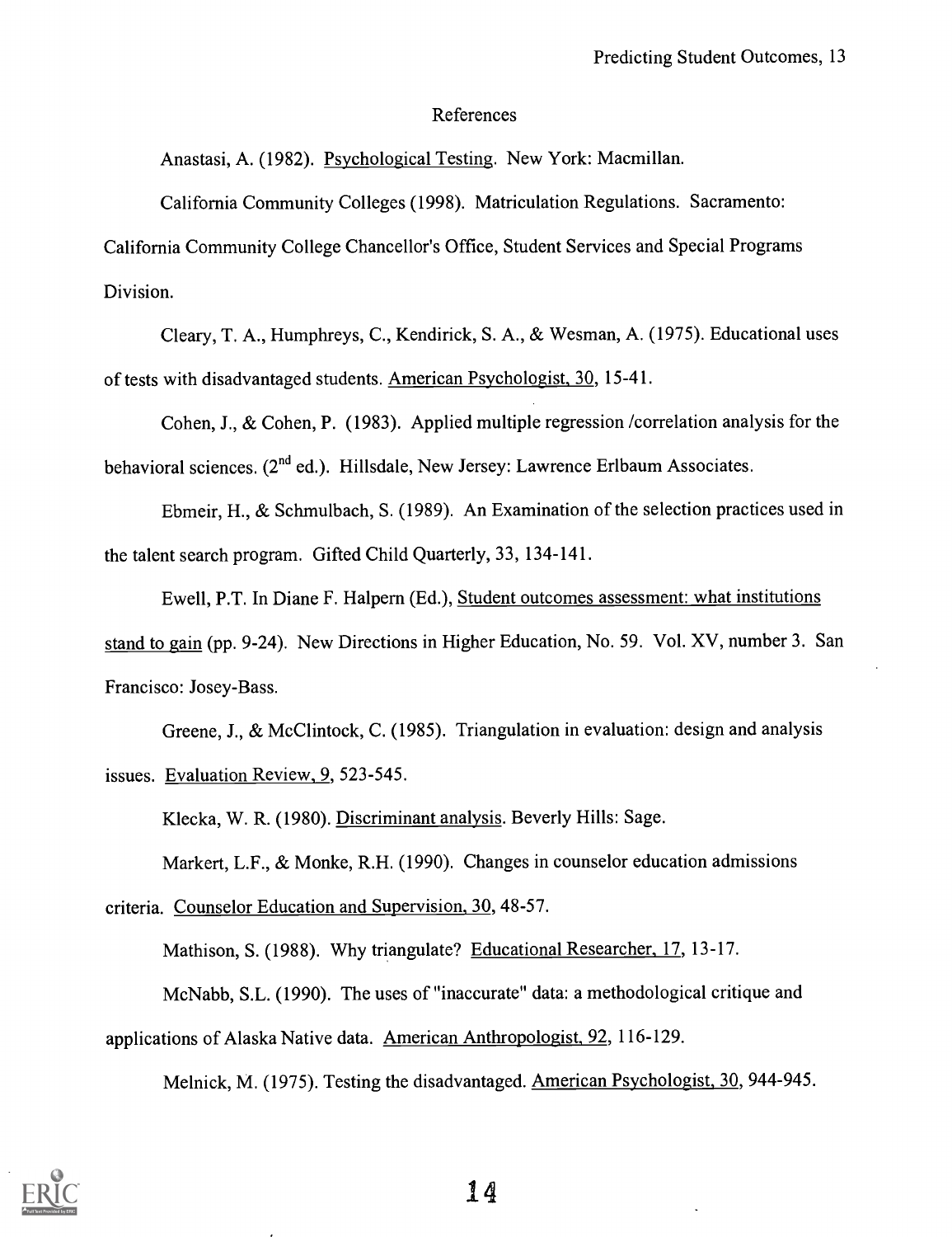# References

Anastasi, A. (1982). Psychological Testing. New York: Macmillan.

California Community Colleges (1998). Matriculation Regulations. Sacramento: California Community College Chancellor's Office, Student Services and Special Programs Division.

Cleary, T. A., Humphreys, C., Kendirick, S. A., & Wesman, A. (1975). Educational uses of tests with disadvantaged students. American Psychologist, 30, 15-41.

Cohen, J., & Cohen, P. (1983). Applied multiple regression /correlation analysis for the behavioral sciences. (2nd ed.). Hillsdale, New Jersey: Lawrence Erlbaum Associates.

Ebmeir, H., & Schmulbach, S. (1989). An Examination of the selection practices used in the talent search program. Gifted Child Quarterly, 33, 134-141.

Ewell, P.T. In Diane F. Halpern (Ed.), Student outcomes assessment: what institutions stand to gain (pp. 9-24). New Directions in Higher Education, No. 59. Vol. XV, number 3. San Francisco: Josey-Bass.

Greene, J., & McClintock, C. (1985). Triangulation in evaluation: design and analysis issues. Evaluation Review, 9, 523-545.

Klecka, W. R. (1980). Discriminant analysis. Beverly Hills: Sage.

Markert, L.F., & Monke, R.H. (1990). Changes in counselor education admissions criteria. Counselor Education and Supervision, 30, 48-57.

Mathison, S. (1988). Why triangulate? Educational Researcher, 17, 13-17.

McNabb, S.L. (1990). The uses of "inaccurate" data: a methodological critique and applications of Alaska Native data. American Anthropologist, 92, 116-129.

Melnick, M. (1975). Testing the disadvantaged. American Psychologist, 30, 944-945.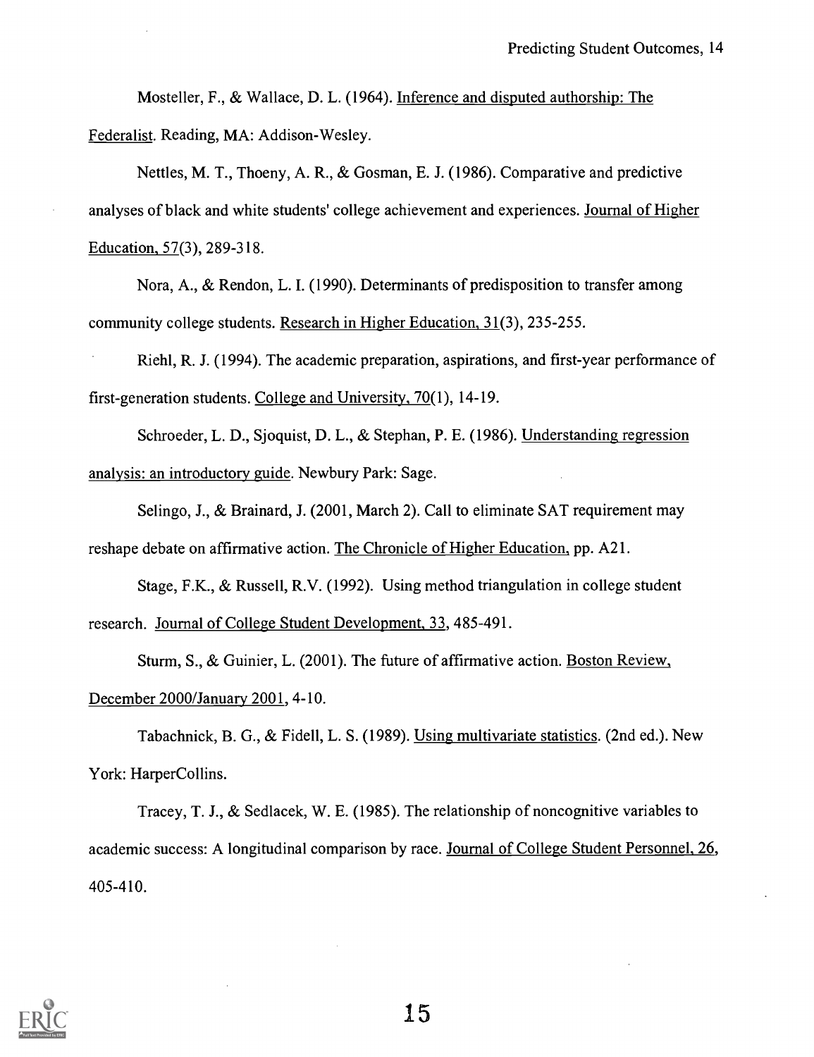Mosteller, F., & Wallace, D. L. (1964). Inference and disputed authorship: The Federalist. Reading, MA: Addison-Wesley.

Nettles, M. T., Thoeny, A. R., & Gosman, E. J. (1986). Comparative and predictive analyses of black and white students' college achievement and experiences. Journal of Higher Education, 57(3), 289-318.

Nora, A., & Rendon, L. I. (1990). Determinants of predisposition to transfer among community college students. Research in Higher Education, 31(3), 235-255.

Riehl, R. J. (1994). The academic preparation, aspirations, and first-year performance of first-generation students. College and University, 70(1), 14-19.

Schroeder, L. D., Sjoquist, D. L., & Stephan, P. E. (1986). Understanding regression analysis: an introductory guide. Newbury Park: Sage.

Selingo, J., & Brainard, J. (2001, March 2). Call to eliminate SAT requirement may reshape debate on affirmative action. The Chronicle of Higher Education, pp. A21.

Stage, F.K., & Russell, R.V. (1992). Using method triangulation in college student research. Journal of College Student Development, 33, 485-491.

Sturm, S., & Guinier, L. (2001). The future of affirmative action. Boston Review, December 2000/January 2001, 4-10.

Tabachnick, B. G., & Fidell, L. S. (1989). Using multivariate statistics. (2nd ed.). New York: HarperCollins.

Tracey, T. J., & Sedlacek, W. E. (1985). The relationship of noncognitive variables to academic success: A longitudinal comparison by race. Journal of College Student Personnel, 26, 405-410.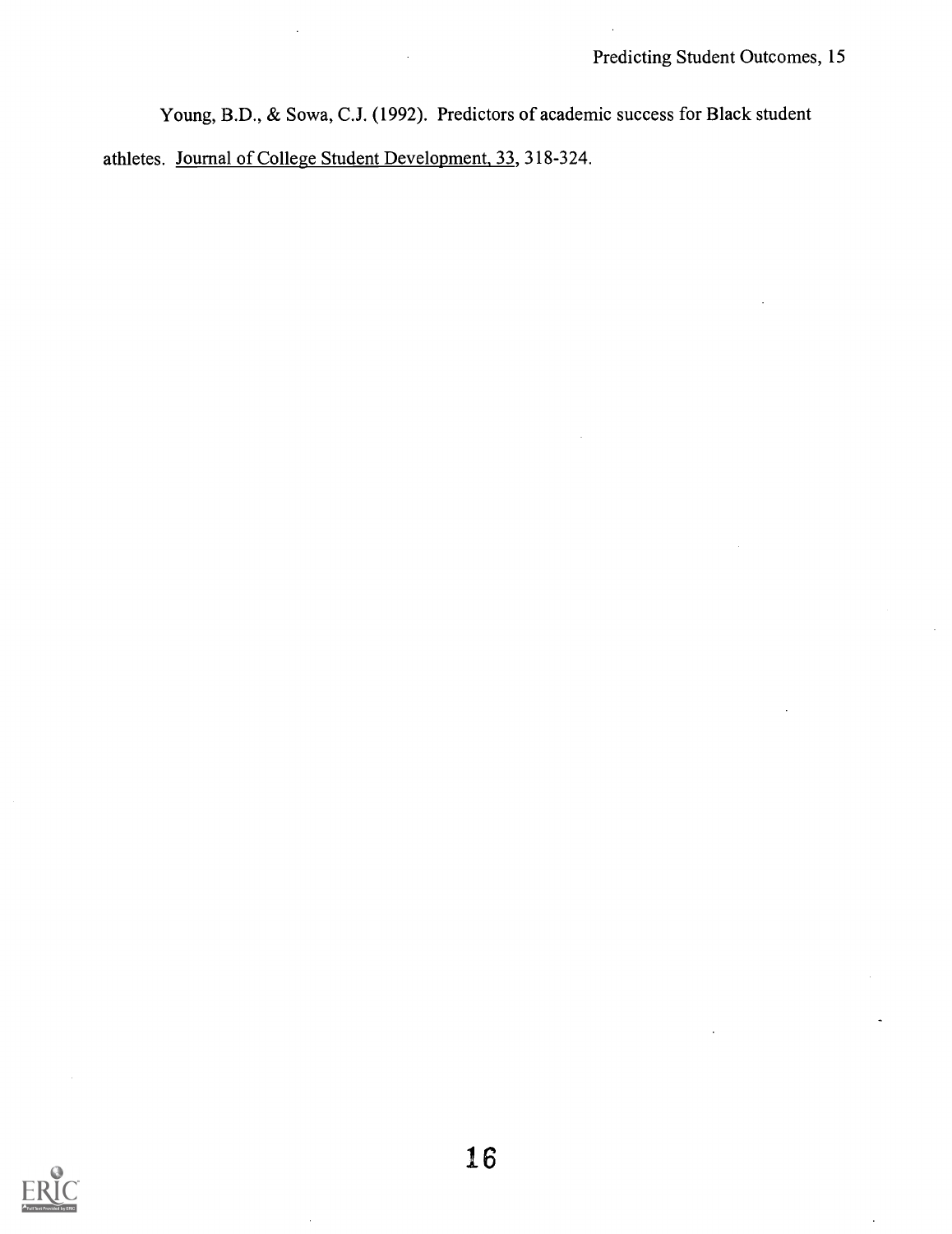Young, B.D., & Sowa, C.J. (1992). Predictors of academic success for Black student athletes. Journal of College Student Development, 33, 318-324.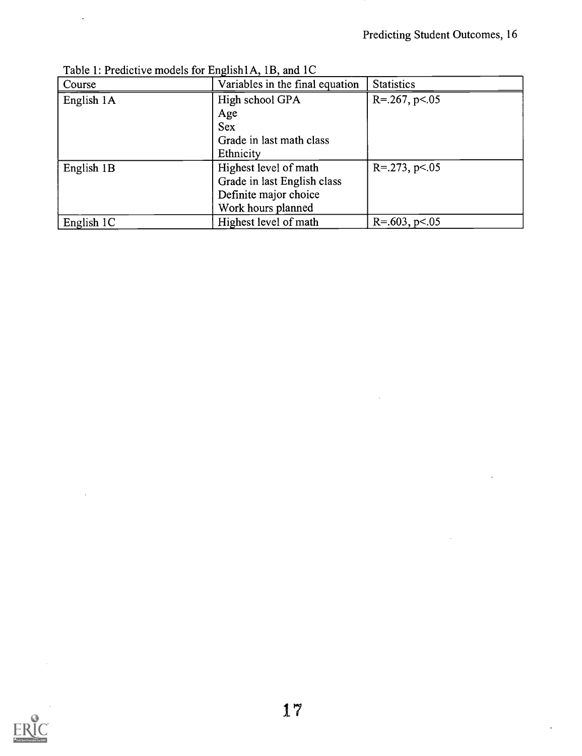Table 1: Predictive models for English1A, 1B, and 1C

| Course | Variables in the final equation | Statistics |
|---|---|---|
| English 1A | High school GPA<br>Age<br>Sex<br>Grade in last math class<br>Ethnicity | $R=.267, p<.05$ |
| English 1B | Highest level of math<br>Grade in last English class<br>Definite major choice<br>Work hours planned | $R=.273, p<.05$ |
| English 1C | Highest level of math | $R=.603, p<.05$ |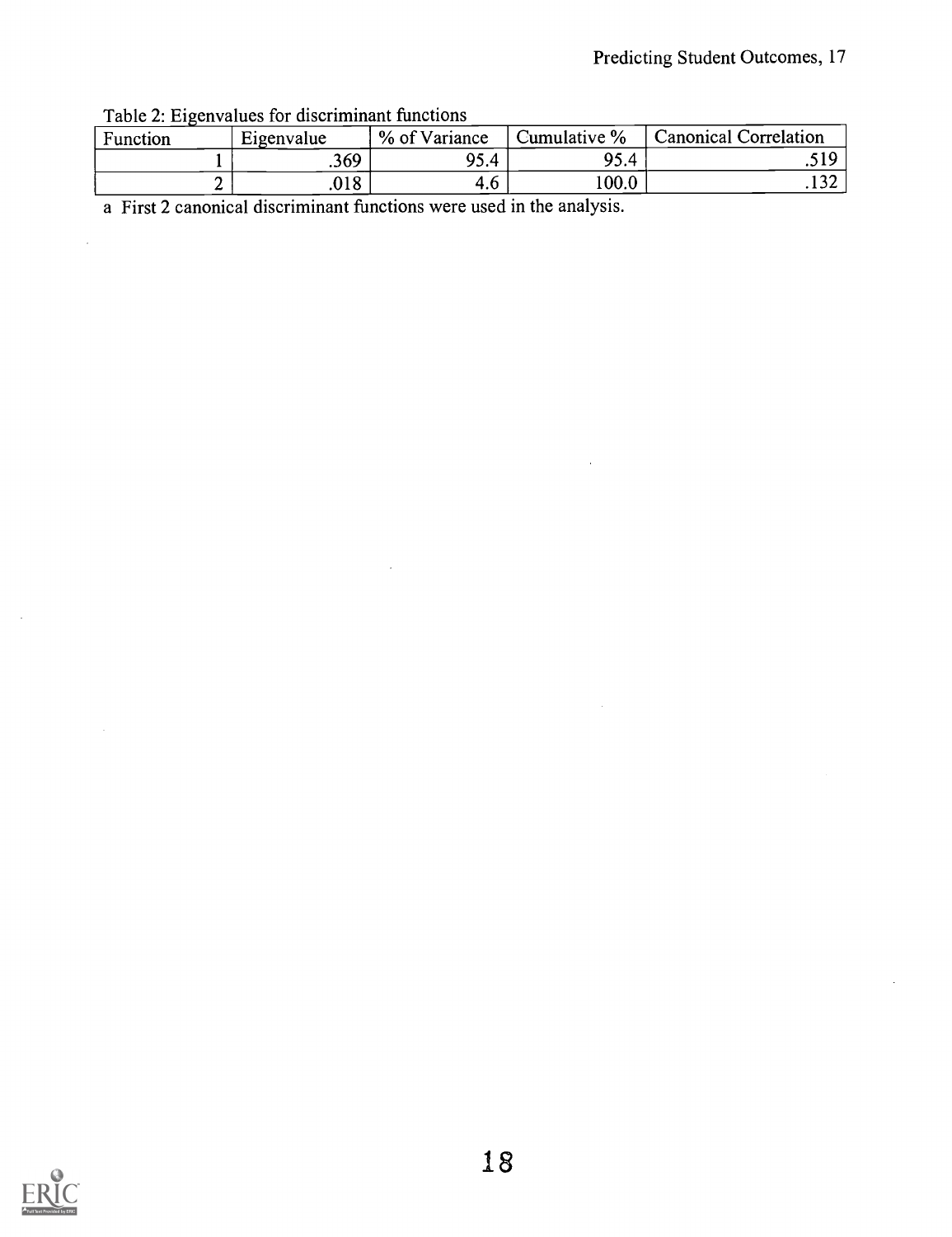Table 2: Eigenvalues for discriminant functions

| Function | Eigenvalue | % of Variance | Cumulative % | Canonical Correlation |
|---|---|---|---|---|
| 1 | .369 | 95.4 | 95.4 | .519 |
| 2 | .018 | 4.6 | 100.0 | .132 |

a First 2 canonical discriminant functions were used in the analysis.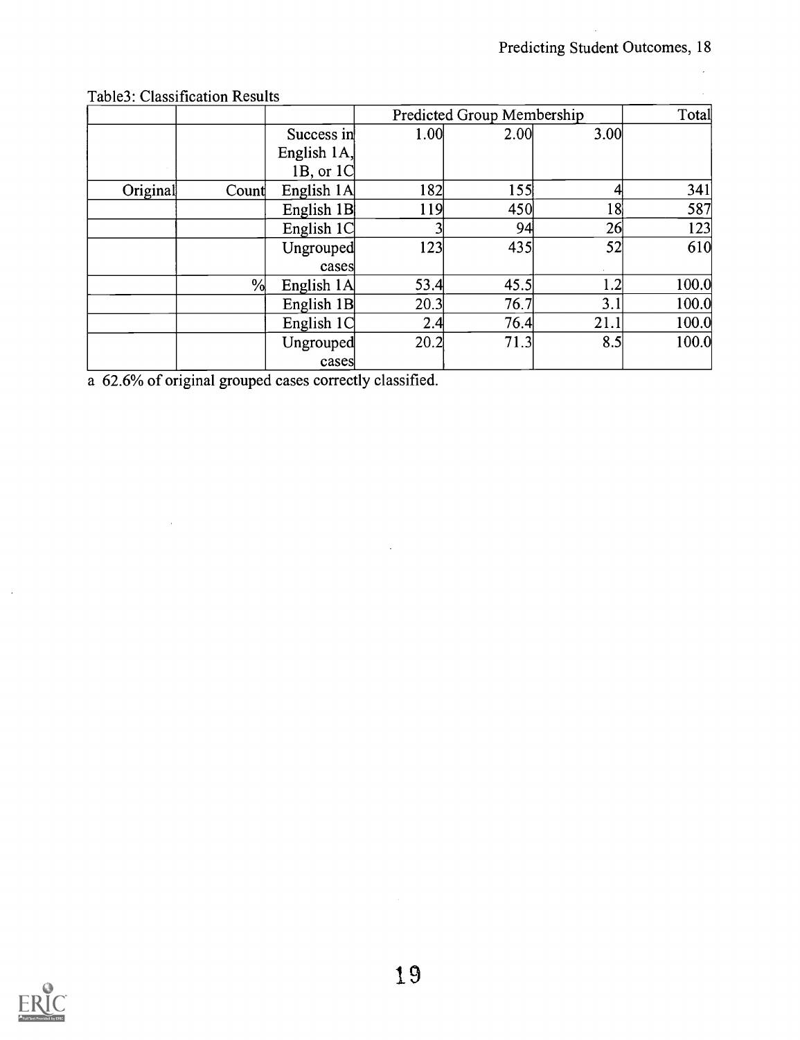Table3: Classification Results

| | | | Predicted Group Membership | | | Total |
|---|---|---|---|---|---|---|
| | | Success in English 1A, 1B, or 1C | 1.00 | 2.00 | 3.00 | |
| Original | Count | English 1A | 182 | 155 | 4 | 341 |
| | | English 1B | 119 | 450 | 18 | 587 |
| | | English 1C | 3 | 94 | 26 | 123 |
| | | Ungrouped cases | 123 | 435 | 52 | 610 |
| | % | English 1A | 53.4 | 45.5 | 1.2 | 100.0 |
| | | English 1B | 20.3 | 76.7 | 3.1 | 100.0 |
| | | English 1C | 2.4 | 76.4 | 21.1 | 100.0 |
| | | Ungrouped cases | 20.2 | 71.3 | 8.5 | 100.0 |

a 62.6% of original grouped cases correctly classified.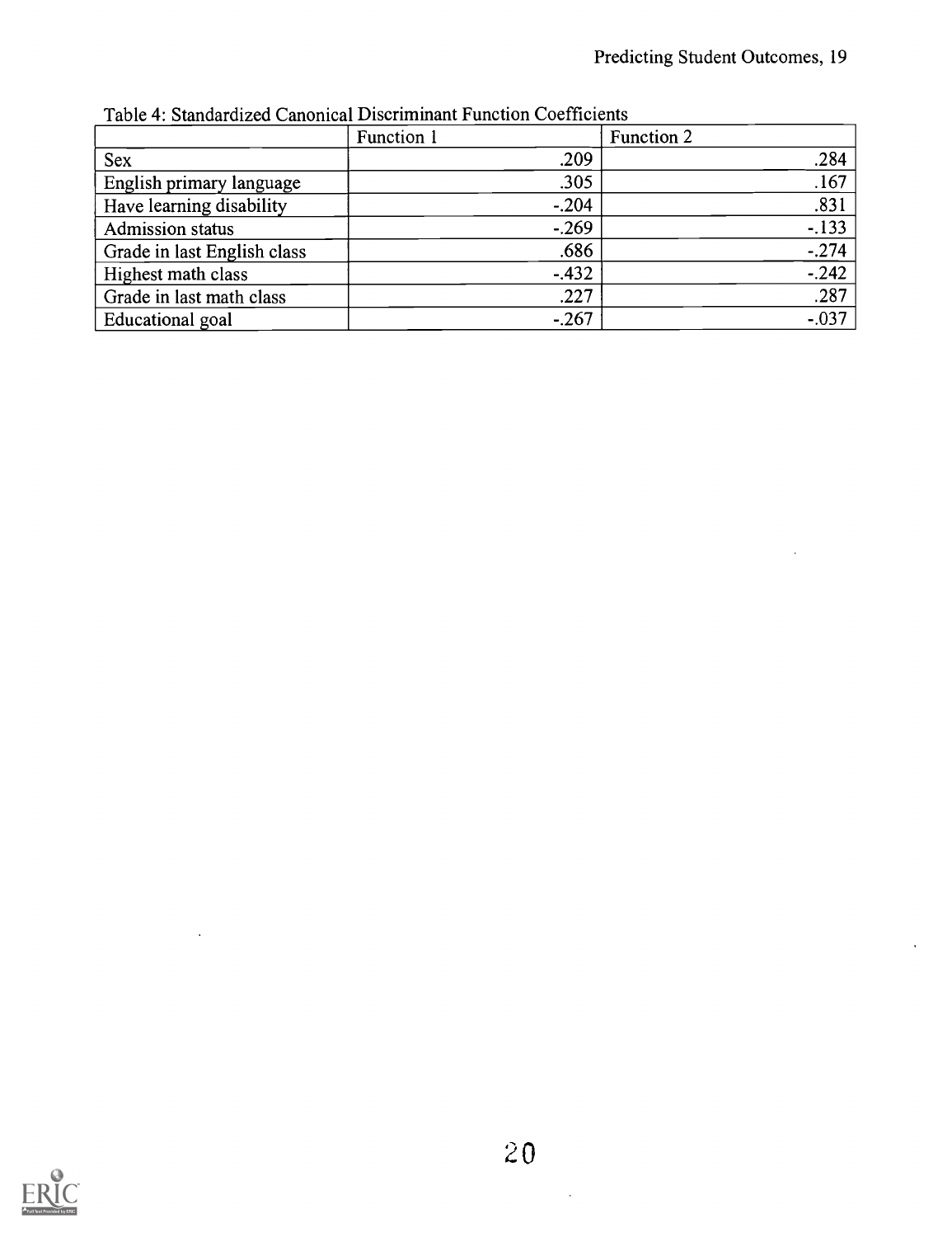Table 4: Standardized Canonical Discriminant Function Coefficients

| | Function 1 | Function 2 |
|---|---|---|
| Sex | .209 | .284 |
| English primary language | .305 | .167 |
| Have learning disability | -.204 | .831 |
| Admission status | -.269 | -.133 |
| Grade in last English class | .686 | -.274 |
| Highest math class | -.432 | -.242 |
| Grade in last math class | .227 | .287 |
| Educational goal | -.267 | -.037 |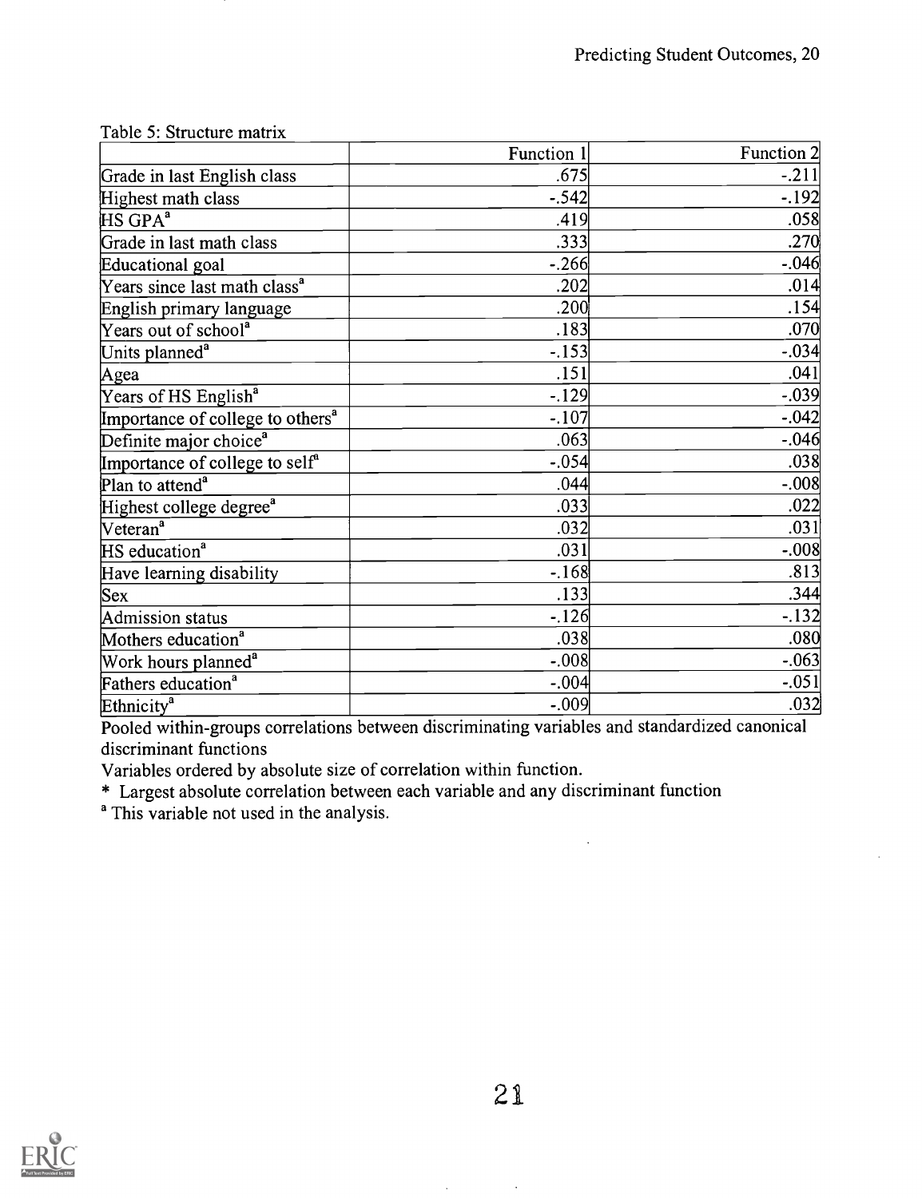Table 5: Structure matrix

| | Function 1 | Function 2 |
|---|---|---|
| Grade in last English class | .675 | -.211 |
| Highest math class | -.542 | -.192 |
| HS GPA[a] | .419 | .058 |
| Grade in last math class | .333 | .270 |
| Educational goal | -.266 | -.046 |
| Years since last math class[a] | .202 | .014 |
| English primary language | .200 | .154 |
| Years out of school[a] | .183 | .070 |
| Units planned[a] | -.153 | -.034 |
| Agea | .151 | .041 |
| Years of HS English[a] | -.129 | -.039 |
| Importance of college to others[a] | -.107 | -.042 |
| Definite major choice[a] | .063 | -.046 |
| Importance of college to self[a] | -.054 | .038 |
| Plan to attend[a] | .044 | -.008 |
| Highest college degree[a] | .033 | .022 |
| Veteran[a] | .032 | .031 |
| HS education[a] | .031 | -.008 |
| Have learning disability | -.168 | .813 |
| Sex | .133 | .344 |
| Admission status | -.126 | -.132 |
| Mothers education[a] | .038 | .080 |
| Work hours planned[a] | -.008 | -.063 |
| Fathers education[a] | -.004 | -.051 |
| Ethnicity[a] | -.009 | .032 |

Pooled within-groups correlations between discriminating variables and standardized canonical discriminant functions

Variables ordered by absolute size of correlation within function.

* Largest absolute correlation between each variable and any discriminant function

[a] This variable not used in the analysis.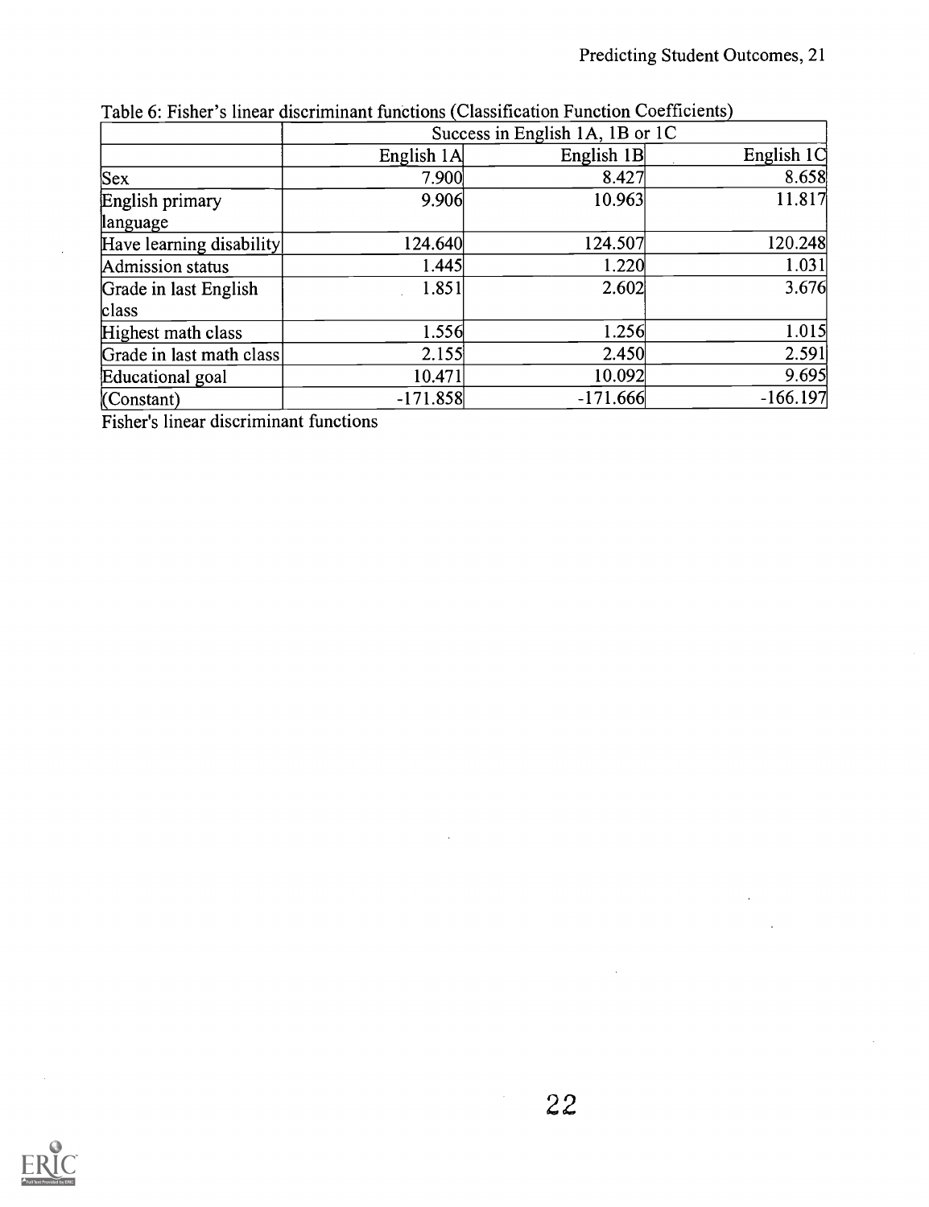Table 6: Fisher's linear discriminant functions (Classification Function Coefficients)

| | Success in English 1A, 1B or 1C | | |
|---|---|---|---|
| | English 1A | English 1B | English 1C |
| Sex | 7.900 | 8.427 | 8.658 |
| English primary language | 9.906 | 10.963 | 11.817 |
| Have learning disability | 124.640 | 124.507 | 120.248 |
| Admission status | 1.445 | 1.220 | 1.031 |
| Grade in last English class | 1.851 | 2.602 | 3.676 |
| Highest math class | 1.556 | 1.256 | 1.015 |
| Grade in last math class | 2.155 | 2.450 | 2.591 |
| Educational goal | 10.471 | 10.092 | 9.695 |
| (Constant) | -171.858 | -171.666 | -166.197 |

Fisher's linear discriminant functions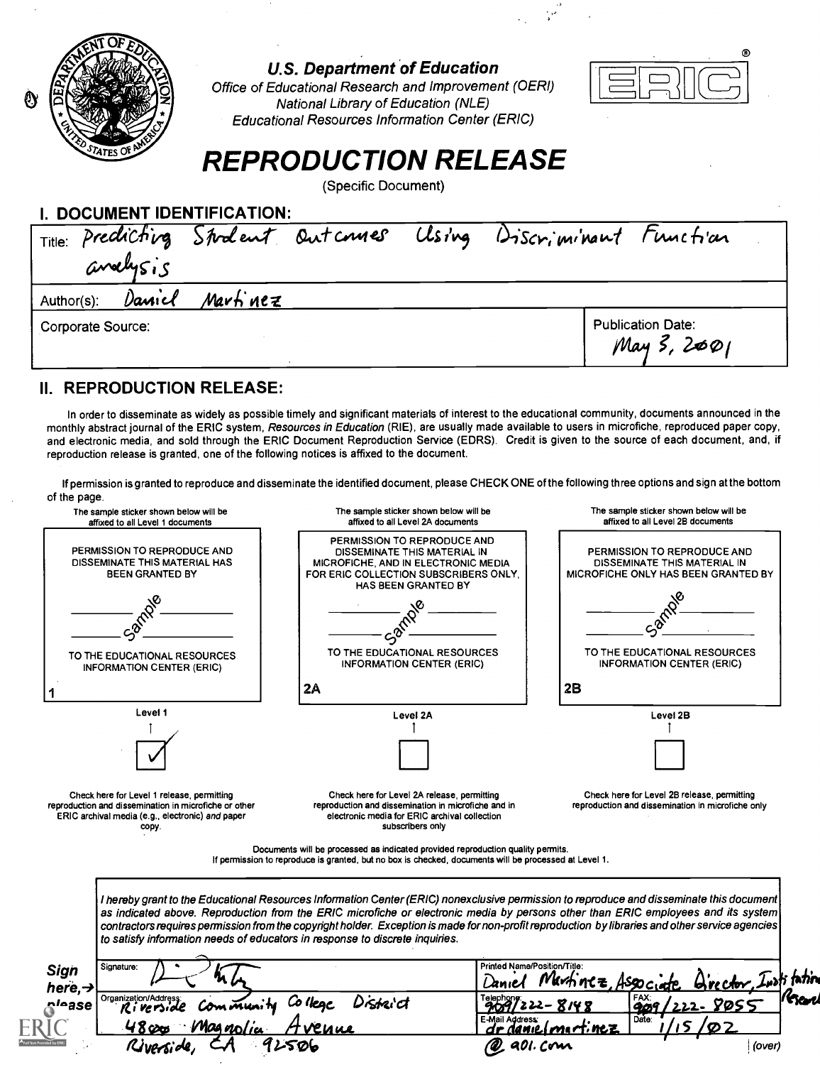U.S. Department of Education
Office of Educational Research and Improvement (OERI)
National Library of Education (NLE)
Educational Resources Information Center (ERIC)

# REPRODUCTION RELEASE

(Specific Document)

## I. DOCUMENT IDENTIFICATION:

| | |
|---|---|
| Title: Predicting Student Outcomes Using Discriminant Function analysis | |
| Author(s): Daniel Martinez | |
| Corporate Source: | Publication Date: May 3, 2001 |

## II. REPRODUCTION RELEASE:

In order to disseminate as widely as possible timely and significant materials of interest to the educational community, documents announced in the monthly abstract journal of the ERIC system, *Resources in Education* (RIE), are usually made available to users in microfiche, reproduced paper copy, and electronic media, and sold through the ERIC Document Reproduction Service (EDRS). Credit is given to the source of each document, and, if reproduction release is granted, one of the following notices is affixed to the document.

If permission is granted to reproduce and disseminate the identified document, please CHECK ONE of the following three options and sign at the bottom of the page.

| The sample sticker shown below will be affixed to all Level 1 documents | The sample sticker shown below will be affixed to all Level 2A documents | The sample sticker shown below will be affixed to all Level 2B documents |
|---|---|---|
| PERMISSION TO REPRODUCE AND DISSEMINATE THIS MATERIAL HAS BEEN GRANTED BY Sample TO THE EDUCATIONAL RESOURCES INFORMATION CENTER (ERIC) | PERMISSION TO REPRODUCE AND DISSEMINATE THIS MATERIAL IN MICROFICHE, AND IN ELECTRONIC MEDIA FOR ERIC COLLECTION SUBSCRIBERS ONLY, HAS BEEN GRANTED BY Sample TO THE EDUCATIONAL RESOURCES INFORMATION CENTER (ERIC) | PERMISSION TO REPRODUCE AND DISSEMINATE THIS MATERIAL IN MICROFICHE ONLY HAS BEEN GRANTED BY Sample TO THE EDUCATIONAL RESOURCES INFORMATION CENTER (ERIC) |
| 1 | 2A | 2B |
| Level 1 | Level 2A | Level 2B |
| ☑ | ☐ | ☐ |
| Check here for Level 1 release, permitting reproduction and dissemination in microfiche or other ERIC archival media (e.g., electronic) *and* paper copy. | Check here for Level 2A release, permitting reproduction and dissemination in microfiche and in electronic media for ERIC archival collection subscribers only | Check here for Level 2B release, permitting reproduction and dissemination in microfiche only |

Documents will be processed as indicated provided reproduction quality permits.
If permission to reproduce is granted, but no box is checked, documents will be processed at Level 1.

*I hereby grant to the Educational Resources Information Center (ERIC) nonexclusive permission to reproduce and disseminate this document as indicated above. Reproduction from the ERIC microfiche or electronic media by persons other than ERIC employees and its system contractors requires permission from the copyright holder. Exception is made for non-profit reproduction by libraries and other service agencies to satisfy information needs of educators in response to discrete inquiries.*

**Sign here, → please**

| | | |
|---|---|---|
| Signature: [signature] | Printed Name/Position/Title: Daniel Martinez, Associate Director, Institutional Research | |
| Organization/Address: Riverside Community College District, 4800 Magnolia Avenue, Riverside, CA 92506 | Telephone: 909/222-8148 | FAX: 909/222-8055 |
| | E-Mail Address: drdanielmartinez@aol.com | Date: 1/15/02 |

(over)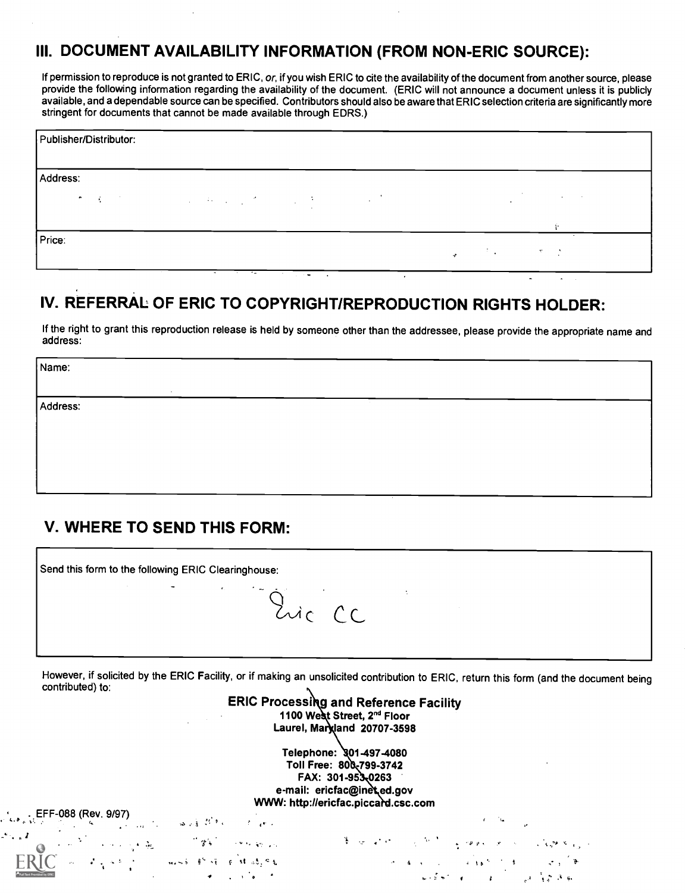## III. DOCUMENT AVAILABILITY INFORMATION (FROM NON-ERIC SOURCE):

If permission to reproduce is not granted to ERIC, *or*, if you wish ERIC to cite the availability of the document from another source, please provide the following information regarding the availability of the document. (ERIC will not announce a document unless it is publicly available, and a dependable source can be specified. Contributors should also be aware that ERIC selection criteria are significantly more stringent for documents that cannot be made available through EDRS.)

| |
|---|
| Publisher/Distributor: |
| Address: |
| Price: |

## IV. REFERRAL OF ERIC TO COPYRIGHT/REPRODUCTION RIGHTS HOLDER:

If the right to grant this reproduction release is held by someone other than the addressee, please provide the appropriate name and address:

| |
|---|
| Name: |
| Address: |

## V. WHERE TO SEND THIS FORM:

| |
|---|
| Send this form to the following ERIC Clearinghouse: Eric CC |

However, if solicited by the ERIC Facility, or if making an unsolicited contribution to ERIC, return this form (and the document being contributed) to:

**ERIC Processing and Reference Facility**
**1100 West Street, 2nd Floor**
**Laurel, Maryland 20707-3598**

**Telephone: 301-497-4080**
**Toll Free: 800-799-3742**
**FAX: 301-953-0263**
**e-mail: ericfac@inet.ed.gov**
**WWW: http://ericfac.piccard.csc.com**

EFF-088 (Rev. 9/97)